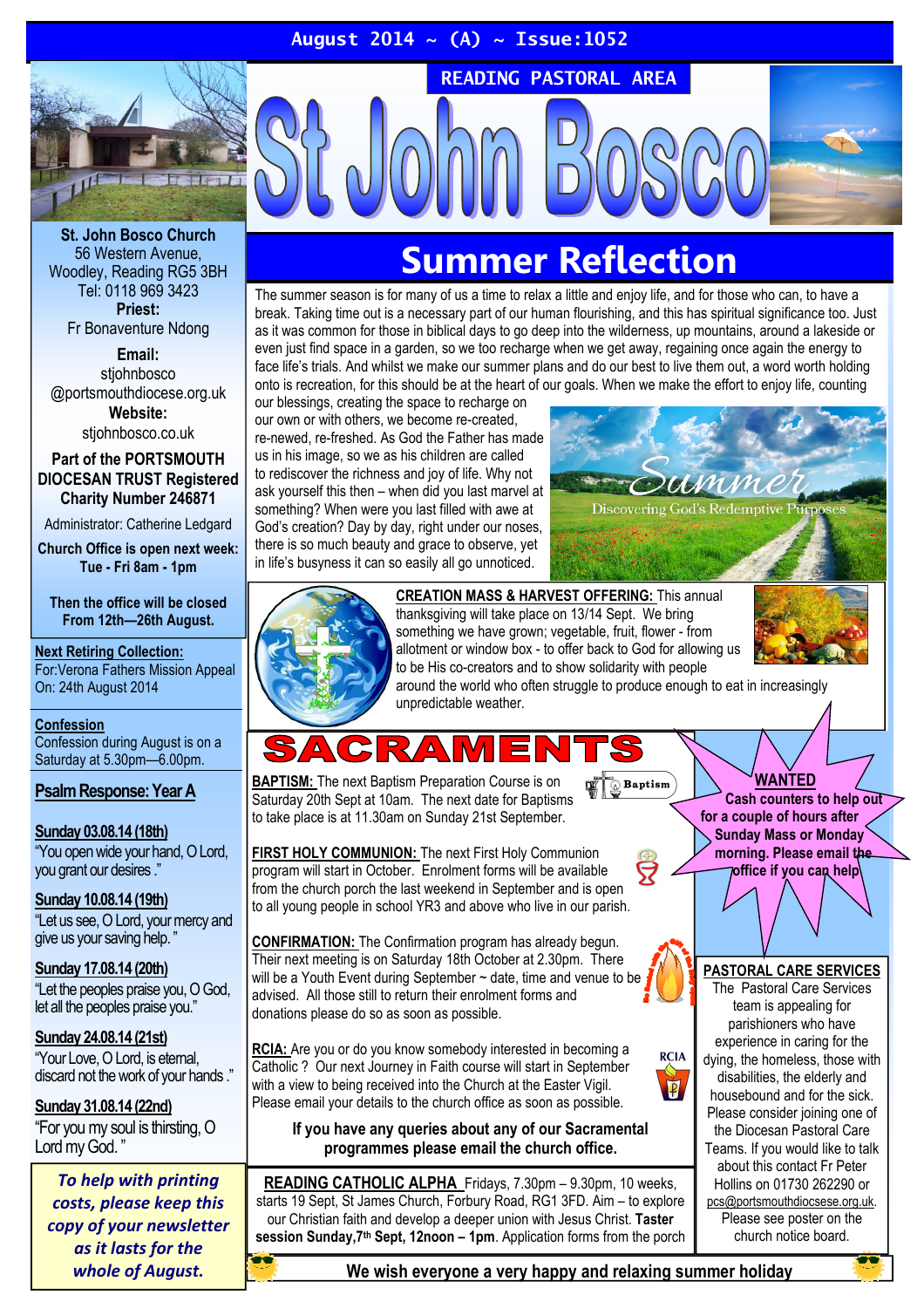August 2014 ~ (A) ~ Issue:1052

READING PASTORAL AREA

# St John Bosco

**St. John Bosco Church**
56 Western Avenue,
Woodley, Reading RG5 3BH
Tel: 0118 969 3423
**Priest:**
Fr Bonaventure Ndong

**Email:**
stjohnbosco
@portsmouthdiocese.org.uk
**Website:**
stjohnbosco.co.uk

**Part of the PORTSMOUTH DIOCESAN TRUST Registered Charity Number 246871**

Administrator: Catherine Ledgard

**Church Office is open next week: Tue - Fri 8am - 1pm**

**Then the office will be closed From 12th—26th August.**

**Next Retiring Collection:**
For:Verona Fathers Mission Appeal
On: 24th August 2014

**Confession**
Confession during August is on a Saturday at 5.30pm—6.00pm.

**Psalm Response: Year A**

**Sunday 03.08.14 (18th)**
"You open wide your hand, O Lord, you grant our desires ."

**Sunday 10.08.14 (19th)**
"Let us see, O Lord, your mercy and give us your saving help. "

**Sunday 17.08.14 (20th)**
"Let the peoples praise you, O God, let all the peoples praise you."

**Sunday 24.08.14 (21st)**
"Your Love, O Lord, is eternal, discard not the work of your hands ."

**Sunday 31.08.14 (22nd)**
"For you my soul is thirsting, O Lord my God. "

***To help with printing costs, please keep this copy of your newsletter as it lasts for the whole of August.***

## Summer Reflection

The summer season is for many of us a time to relax a little and enjoy life, and for those who can, to have a break. Taking time out is a necessary part of our human flourishing, and this has spiritual significance too. Just as it was common for those in biblical days to go deep into the wilderness, up mountains, around a lakeside or even just find space in a garden, so we too recharge when we get away, regaining once again the energy to face life's trials. And whilst we make our summer plans and do our best to live them out, a word worth holding onto is recreation, for this should be at the heart of our goals. When we make the effort to enjoy life, counting our blessings, creating the space to recharge on our own or with others, we become re-created, re-newed, re-freshed. As God the Father has made us in his image, so we as his children are called to rediscover the richness and joy of life. Why not ask yourself this then – when did you last marvel at something? When were you last filled with awe at God's creation? Day by day, right under our noses, there is so much beauty and grace to observe, yet in life's busyness it can so easily all go unnoticed.

Summer
Discovering God's Redemptive Purposes

**CREATION MASS & HARVEST OFFERING:** This annual thanksgiving will take place on 13/14 Sept. We bring something we have grown; vegetable, fruit, flower - from allotment or window box - to offer back to God for allowing us to be His co-creators and to show solidarity with people around the world who often struggle to produce enough to eat in increasingly unpredictable weather.

## SACRAMENTS

**BAPTISM:** The next Baptism Preparation Course is on Saturday 20th Sept at 10am. The next date for Baptisms to take place is at 11.30am on Sunday 21st September.

**FIRST HOLY COMMUNION:** The next First Holy Communion program will start in October. Enrolment forms will be available from the church porch the last weekend in September and is open to all young people in school YR3 and above who live in our parish.

**CONFIRMATION:** The Confirmation program has already begun. Their next meeting is on Saturday 18th October at 2.30pm. There will be a Youth Event during September ~ date, time and venue to be advised. All those still to return their enrolment forms and donations please do so as soon as possible.

**RCIA:** Are you or do you know somebody interested in becoming a Catholic ? Our next Journey in Faith course will start in September with a view to being received into the Church at the Easter Vigil. Please email your details to the church office as soon as possible.

**If you have any queries about any of our Sacramental programmes please email the church office.**

**WANTED**
**Cash counters to help out for a couple of hours after Sunday Mass or Monday morning. Please email the office if you can help**

**PASTORAL CARE SERVICES**
The Pastoral Care Services team is appealing for parishioners who have experience in caring for the dying, the homeless, those with disabilities, the elderly and housebound and for the sick. Please consider joining one of the Diocesan Pastoral Care Teams. If you would like to talk about this contact Fr Peter Hollins on 01730 262290 or pcs@portsmouthdiocese.org.uk. Please see poster on the church notice board.

**READING CATHOLIC ALPHA** Fridays, 7.30pm – 9.30pm, 10 weeks, starts 19 Sept, St James Church, Forbury Road, RG1 3FD. Aim – to explore our Christian faith and develop a deeper union with Jesus Christ. **Taster session Sunday,7th Sept, 12noon – 1pm**. Application forms from the porch

**We wish everyone a very happy and relaxing summer holiday**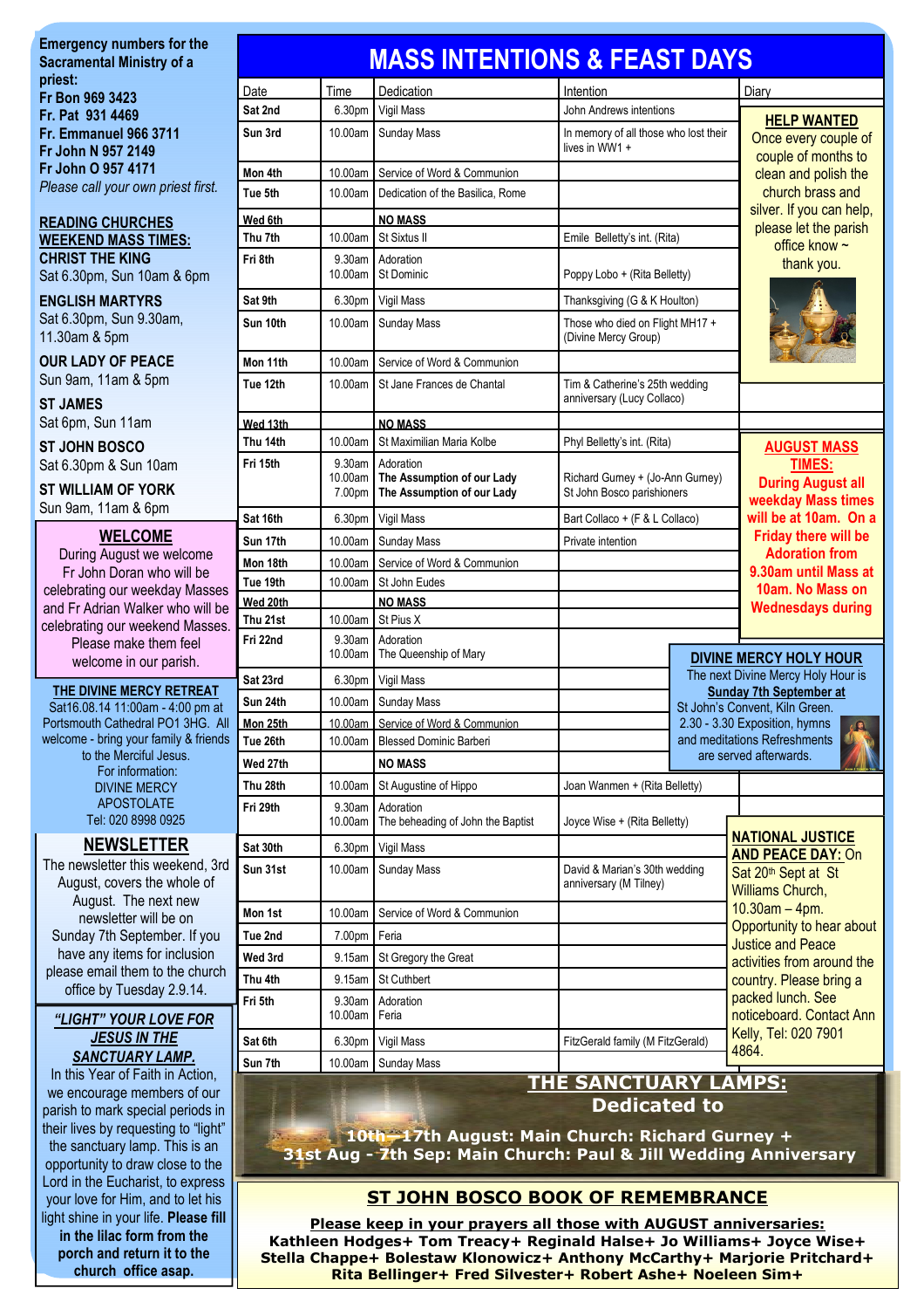**Emergency numbers for the Sacramental Ministry of a priest:**
**Fr Bon 969 3423**
**Fr. Pat 931 4469**
**Fr. Emmanuel 966 3711**
**Fr John N 957 2149**
**Fr John O 957 4171**
*Please call your own priest first.*

**READING CHURCHES WEEKEND MASS TIMES:**

**CHRIST THE KING**
Sat 6.30pm, Sun 10am & 6pm

**ENGLISH MARTYRS**
Sat 6.30pm, Sun 9.30am, 11.30am & 5pm

**OUR LADY OF PEACE**
Sun 9am, 11am & 5pm

**ST JAMES**
Sat 6pm, Sun 11am

**ST JOHN BOSCO**
Sat 6.30pm & Sun 10am

**ST WILLIAM OF YORK**
Sun 9am, 11am & 6pm

## WELCOME

During August we welcome Fr John Doran who will be celebrating our weekday Masses and Fr Adrian Walker who will be celebrating our weekend Masses. Please make them feel welcome in our parish.

**THE DIVINE MERCY RETREAT**
Sat16.08.14 11:00am - 4:00 pm at Portsmouth Cathedral PO1 3HG. All welcome - bring your family & friends to the Merciful Jesus.
For information:
DIVINE MERCY APOSTOLATE
Tel: 020 8998 0925

## NEWSLETTER

The newsletter this weekend, 3rd August, covers the whole of August. The next new newsletter will be on Sunday 7th September. If you have any items for inclusion please email them to the church office by Tuesday 2.9.14.

***"LIGHT" YOUR LOVE FOR JESUS IN THE SANCTUARY LAMP.***

In this Year of Faith in Action, we encourage members of our parish to mark special periods in their lives by requesting to "light" the sanctuary lamp. This is an opportunity to draw close to the Lord in the Eucharist, to express your love for Him, and to let his light shine in your life. **Please fill in the lilac form from the porch and return it to the church office asap.**

# MASS INTENTIONS & FEAST DAYS

| Date | Time | Dedication | Intention |
|---|---|---|---|
| **Sat 2nd** | 6.30pm | Vigil Mass | John Andrews intentions |
| **Sun 3rd** | 10.00am | Sunday Mass | In memory of all those who lost their lives in WW1 + |
| **Mon 4th** | 10.00am | Service of Word & Communion | |
| **Tue 5th** | 10.00am | Dedication of the Basilica, Rome | |
| **Wed 6th** | | **NO MASS** | |
| **Thu 7th** | 10.00am | St Sixtus II | Emile Belletty's int. (Rita) |
| **Fri 8th** | 9.30am<br>10.00am | Adoration<br>St Dominic | Poppy Lobo + (Rita Belletty) |
| **Sat 9th** | 6.30pm | Vigil Mass | Thanksgiving (G & K Houlton) |
| **Sun 10th** | 10.00am | Sunday Mass | Those who died on Flight MH17 + (Divine Mercy Group) |
| **Mon 11th** | 10.00am | Service of Word & Communion | |
| **Tue 12th** | 10.00am | St Jane Frances de Chantal | Tim & Catherine's 25th wedding anniversary (Lucy Collaco) |
| **Wed 13th** | | **NO MASS** | |
| **Thu 14th** | 10.00am | St Maximilian Maria Kolbe | Phyl Belletty's int. (Rita) |
| **Fri 15th** | 9.30am<br>10.00am<br>7.00pm | Adoration<br>**The Assumption of our Lady**<br>**The Assumption of our Lady** | Richard Gurney + (Jo-Ann Gurney)<br>St John Bosco parishioners |
| **Sat 16th** | 6.30pm | Vigil Mass | Bart Collaco + (F & L Collaco) |
| **Sun 17th** | 10.00am | Sunday Mass | Private intention |
| **Mon 18th** | 10.00am | Service of Word & Communion | |
| **Tue 19th** | 10.00am | St John Eudes | |
| **Wed 20th** | | **NO MASS** | |
| **Thu 21st** | 10.00am | St Pius X | |
| **Fri 22nd** | 9.30am<br>10.00am | Adoration<br>The Queenship of Mary | |
| **Sat 23rd** | 6.30pm | Vigil Mass | |
| **Sun 24th** | 10.00am | Sunday Mass | |
| **Mon 25th** | 10.00am | Service of Word & Communion | |
| **Tue 26th** | 10.00am | Blessed Dominic Barberi | |
| **Wed 27th** | | **NO MASS** | |
| **Thu 28th** | 10.00am | St Augustine of Hippo | Joan Wanmen + (Rita Belletty) |
| **Fri 29th** | 9.30am<br>10.00am | Adoration<br>The beheading of John the Baptist | Joyce Wise + (Rita Belletty) |
| **Sat 30th** | 6.30pm | Vigil Mass | |
| **Sun 31st** | 10.00am | Sunday Mass | David & Marian's 30th wedding anniversary (M Tilney) |
| **Mon 1st** | 10.00am | Service of Word & Communion | |
| **Tue 2nd** | 7.00pm | Feria | |
| **Wed 3rd** | 9.15am | St Gregory the Great | |
| **Thu 4th** | 9.15am | St Cuthbert | |
| **Fri 5th** | 9.30am<br>10.00am | Adoration<br>Feria | |
| **Sat 6th** | 6.30pm | Vigil Mass | FitzGerald family (M FitzGerald) |
| **Sun 7th** | 10.00am | Sunday Mass | |

**Diary**

**HELP WANTED**
Once every couple of couple of months to clean and polish the church brass and silver. If you can help, please let the parish office know ~ thank you.

**AUGUST MASS TIMES:**
**During August all weekday Mass times will be at 10am. On a Friday there will be Adoration from 9.30am until Mass at 10am. No Mass on Wednesdays during**

**DIVINE MERCY HOLY HOUR**
The next Divine Mercy Holy Hour is **Sunday 7th September at** St John's Convent, Kiln Green. 2.30 - 3.30 Exposition, hymns and meditations Refreshments are served afterwards.

**NATIONAL JUSTICE AND PEACE DAY:** On Sat 20th Sept at St Williams Church, 10.30am – 4pm. Opportunity to hear about Justice and Peace activities from around the country. Please bring a packed lunch. See noticeboard. Contact Ann Kelly, Tel: 020 7901 4864.

## THE SANCTUARY LAMPS:
**Dedicated to**

**10th - 17th August: Main Church: Richard Gurney +**
**31st Aug - 7th Sep: Main Church: Paul & Jill Wedding Anniversary**

## ST JOHN BOSCO BOOK OF REMEMBRANCE

**Please keep in your prayers all those with AUGUST anniversaries:**
**Kathleen Hodges+ Tom Treacy+ Reginald Halse+ Jo Williams+ Joyce Wise+ Stella Chappe+ Bolestaw Klonowicz+ Anthony McCarthy+ Marjorie Pritchard+ Rita Bellinger+ Fred Silvester+ Robert Ashe+ Noeleen Sim+**